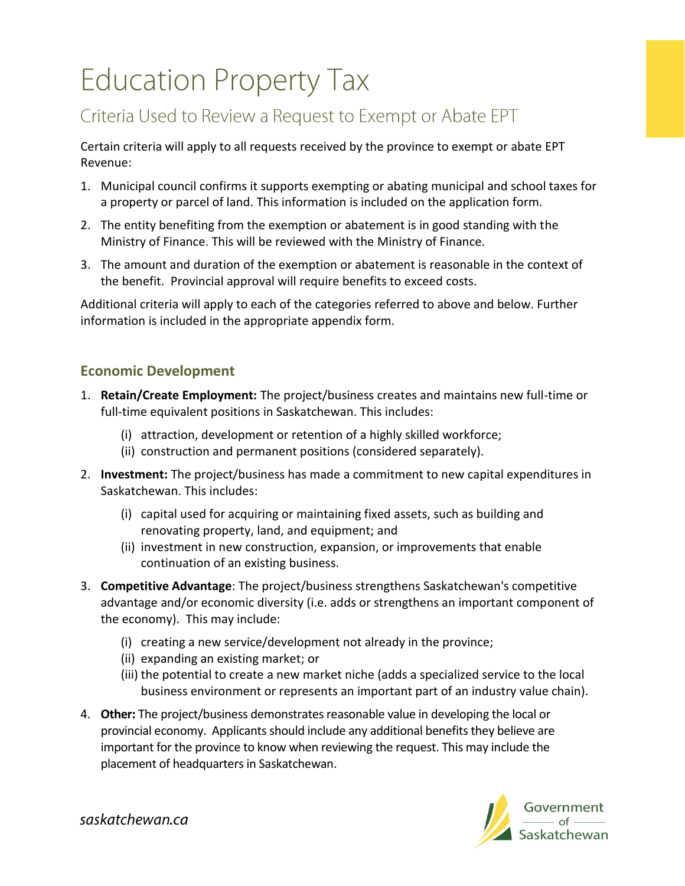# Education Property Tax

## Criteria Used to Review a Request to Exempt or Abate EPT

Certain criteria will apply to all requests received by the province to exempt or abate EPT Revenue:

1. Municipal council confirms it supports exempting or abating municipal and school taxes for a property or parcel of land. This information is included on the application form.
2. The entity benefiting from the exemption or abatement is in good standing with the Ministry of Finance. This will be reviewed with the Ministry of Finance.
3. The amount and duration of the exemption or abatement is reasonable in the context of the benefit. Provincial approval will require benefits to exceed costs.

Additional criteria will apply to each of the categories referred to above and below. Further information is included in the appropriate appendix form.

### Economic Development

1. **Retain/Create Employment:** The project/business creates and maintains new full-time or full-time equivalent positions in Saskatchewan. This includes:
   - (i) attraction, development or retention of a highly skilled workforce;
   - (ii) construction and permanent positions (considered separately).
2. **Investment:** The project/business has made a commitment to new capital expenditures in Saskatchewan. This includes:
   - (i) capital used for acquiring or maintaining fixed assets, such as building and renovating property, land, and equipment; and
   - (ii) investment in new construction, expansion, or improvements that enable continuation of an existing business.
3. **Competitive Advantage**: The project/business strengthens Saskatchewan's competitive advantage and/or economic diversity (i.e. adds or strengthens an important component of the economy). This may include:
   - (i) creating a new service/development not already in the province;
   - (ii) expanding an existing market; or
   - (iii) the potential to create a new market niche (adds a specialized service to the local business environment or represents an important part of an industry value chain).
4. **Other:** The project/business demonstrates reasonable value in developing the local or provincial economy. Applicants should include any additional benefits they believe are important for the province to know when reviewing the request. This may include the placement of headquarters in Saskatchewan.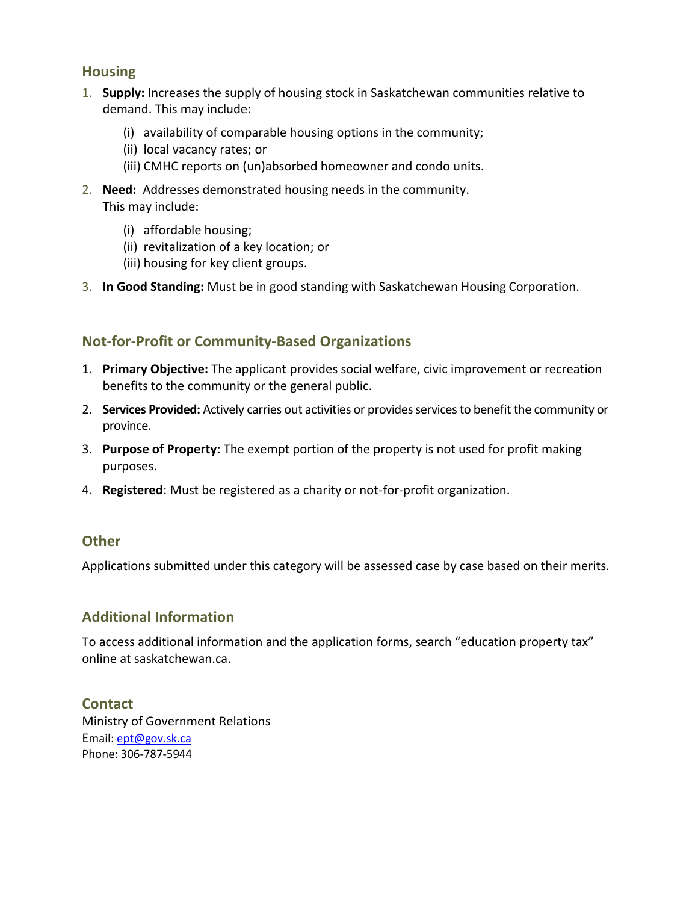## Housing

1. **Supply:** Increases the supply of housing stock in Saskatchewan communities relative to demand. This may include:

   (i) availability of comparable housing options in the community;
   (ii) local vacancy rates; or
   (iii) CMHC reports on (un)absorbed homeowner and condo units.

2. **Need:** Addresses demonstrated housing needs in the community. This may include:

   (i) affordable housing;
   (ii) revitalization of a key location; or
   (iii) housing for key client groups.

3. **In Good Standing:** Must be in good standing with Saskatchewan Housing Corporation.

## Not-for-Profit or Community-Based Organizations

1. **Primary Objective:** The applicant provides social welfare, civic improvement or recreation benefits to the community or the general public.
2. **Services Provided:** Actively carries out activities or provides services to benefit the community or province.
3. **Purpose of Property:** The exempt portion of the property is not used for profit making purposes.
4. **Registered**: Must be registered as a charity or not-for-profit organization.

## Other

Applications submitted under this category will be assessed case by case based on their merits.

## Additional Information

To access additional information and the application forms, search "education property tax" online at saskatchewan.ca.

## Contact

Ministry of Government Relations
Email: ept@gov.sk.ca
Phone: 306-787-5944